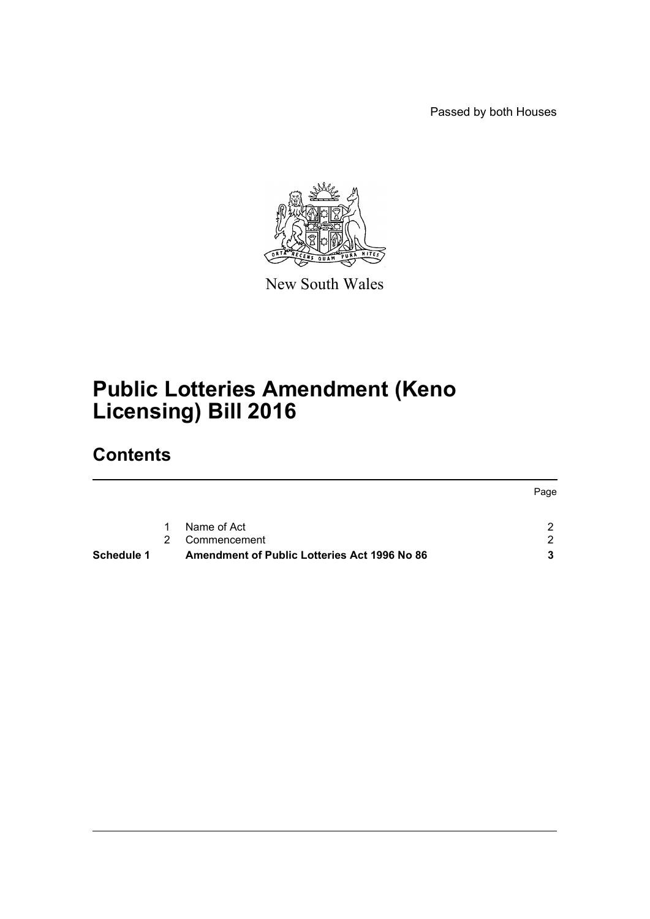Passed by both Houses

New South Wales

# Public Lotteries Amendment (Keno Licensing) Bill 2016

## Contents

| | | | Page |
|---|---|---|---|
| | 1 | Name of Act | 2 |
| | 2 | Commencement | 2 |
| **Schedule 1** | | **Amendment of Public Lotteries Act 1996 No 86** | **3** |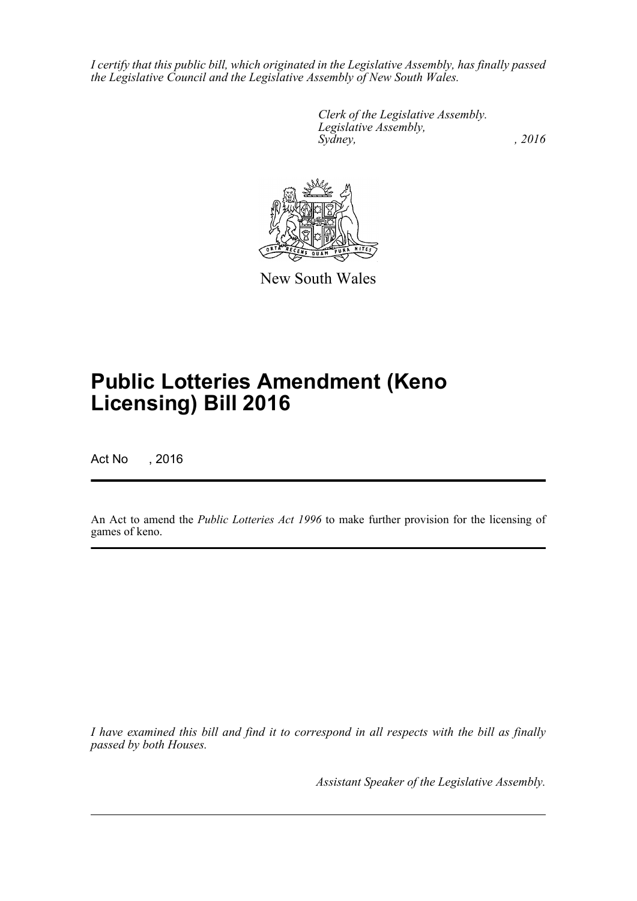*I certify that this public bill, which originated in the Legislative Assembly, has finally passed the Legislative Council and the Legislative Assembly of New South Wales.*

*Clerk of the Legislative Assembly.*
*Legislative Assembly,*
*Sydney,* *, 2016*

New South Wales

# Public Lotteries Amendment (Keno Licensing) Bill 2016

Act No , 2016

An Act to amend the *Public Lotteries Act 1996* to make further provision for the licensing of games of keno.

*I have examined this bill and find it to correspond in all respects with the bill as finally passed by both Houses.*

*Assistant Speaker of the Legislative Assembly.*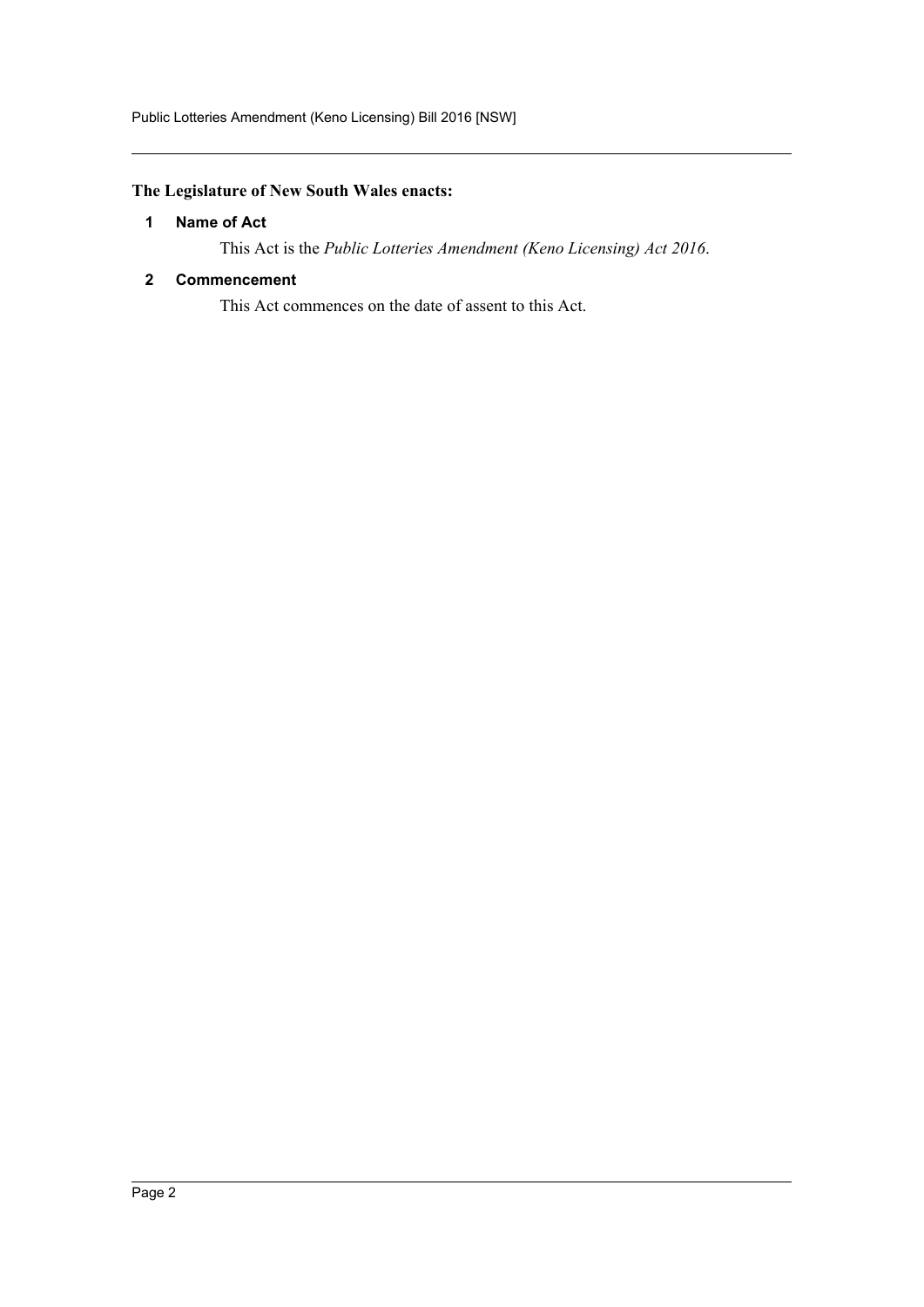**The Legislature of New South Wales enacts:**

### 1 Name of Act

This Act is the *Public Lotteries Amendment (Keno Licensing) Act 2016*.

### 2 Commencement

This Act commences on the date of assent to this Act.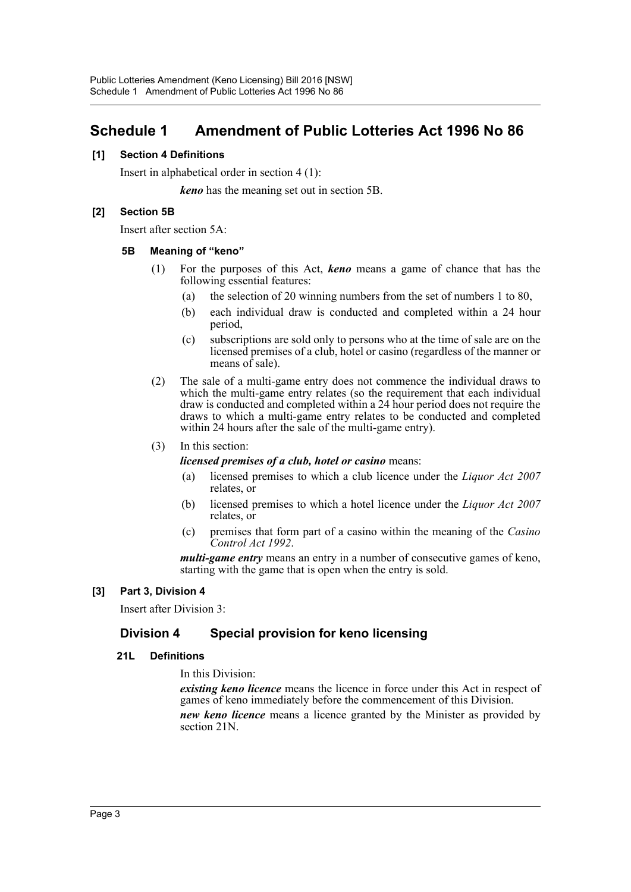# Schedule 1 Amendment of Public Lotteries Act 1996 No 86

### [1] Section 4 Definitions

Insert in alphabetical order in section 4 (1):

***keno*** has the meaning set out in section 5B.

### [2] Section 5B

Insert after section 5A:

#### 5B Meaning of "keno"

(1) For the purposes of this Act, ***keno*** means a game of chance that has the following essential features:

- (a) the selection of 20 winning numbers from the set of numbers 1 to 80,
- (b) each individual draw is conducted and completed within a 24 hour period,
- (c) subscriptions are sold only to persons who at the time of sale are on the licensed premises of a club, hotel or casino (regardless of the manner or means of sale).

(2) The sale of a multi-game entry does not commence the individual draws to which the multi-game entry relates (so the requirement that each individual draw is conducted and completed within a 24 hour period does not require the draws to which a multi-game entry relates to be conducted and completed within 24 hours after the sale of the multi-game entry).

(3) In this section:

***licensed premises of a club, hotel or casino*** means:

- (a) licensed premises to which a club licence under the *Liquor Act 2007* relates, or
- (b) licensed premises to which a hotel licence under the *Liquor Act 2007* relates, or
- (c) premises that form part of a casino within the meaning of the *Casino Control Act 1992*.

***multi-game entry*** means an entry in a number of consecutive games of keno, starting with the game that is open when the entry is sold.

### [3] Part 3, Division 4

Insert after Division 3:

## Division 4 Special provision for keno licensing

#### 21L Definitions

In this Division:

***existing keno licence*** means the licence in force under this Act in respect of games of keno immediately before the commencement of this Division.

***new keno licence*** means a licence granted by the Minister as provided by section 21N.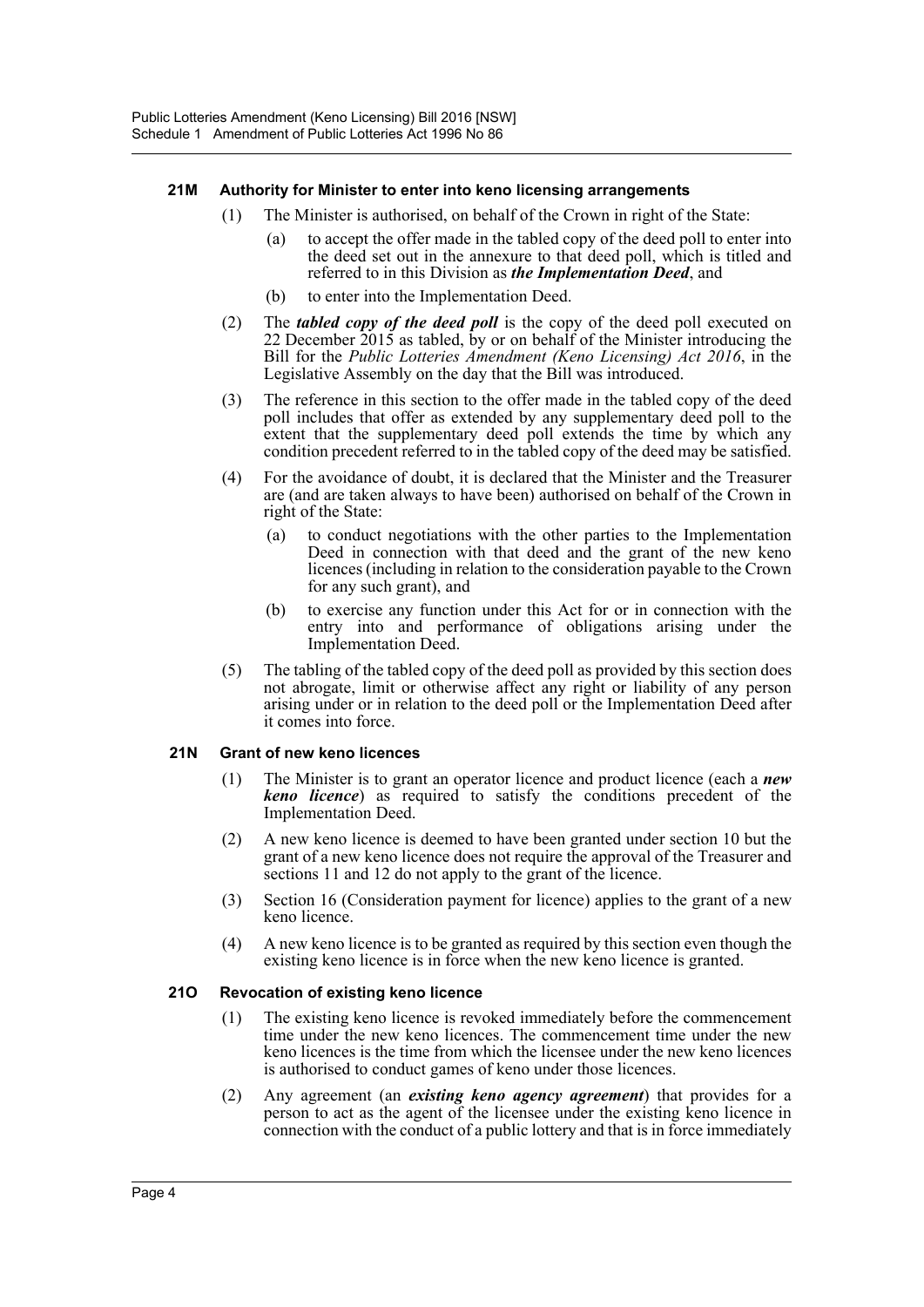#### 21M Authority for Minister to enter into keno licensing arrangements

(1) The Minister is authorised, on behalf of the Crown in right of the State:

(a) to accept the offer made in the tabled copy of the deed poll to enter into the deed set out in the annexure to that deed poll, which is titled and referred to in this Division as ***the Implementation Deed***, and

(b) to enter into the Implementation Deed.

(2) The ***tabled copy of the deed poll*** is the copy of the deed poll executed on 22 December 2015 as tabled, by or on behalf of the Minister introducing the Bill for the *Public Lotteries Amendment (Keno Licensing) Act 2016*, in the Legislative Assembly on the day that the Bill was introduced.

(3) The reference in this section to the offer made in the tabled copy of the deed poll includes that offer as extended by any supplementary deed poll to the extent that the supplementary deed poll extends the time by which any condition precedent referred to in the tabled copy of the deed may be satisfied.

(4) For the avoidance of doubt, it is declared that the Minister and the Treasurer are (and are taken always to have been) authorised on behalf of the Crown in right of the State:

(a) to conduct negotiations with the other parties to the Implementation Deed in connection with that deed and the grant of the new keno licences (including in relation to the consideration payable to the Crown for any such grant), and

(b) to exercise any function under this Act for or in connection with the entry into and performance of obligations arising under the Implementation Deed.

(5) The tabling of the tabled copy of the deed poll as provided by this section does not abrogate, limit or otherwise affect any right or liability of any person arising under or in relation to the deed poll or the Implementation Deed after it comes into force.

#### 21N Grant of new keno licences

(1) The Minister is to grant an operator licence and product licence (each a ***new keno licence***) as required to satisfy the conditions precedent of the Implementation Deed.

(2) A new keno licence is deemed to have been granted under section 10 but the grant of a new keno licence does not require the approval of the Treasurer and sections 11 and 12 do not apply to the grant of the licence.

(3) Section 16 (Consideration payment for licence) applies to the grant of a new keno licence.

(4) A new keno licence is to be granted as required by this section even though the existing keno licence is in force when the new keno licence is granted.

#### 21O Revocation of existing keno licence

(1) The existing keno licence is revoked immediately before the commencement time under the new keno licences. The commencement time under the new keno licences is the time from which the licensee under the new keno licences is authorised to conduct games of keno under those licences.

(2) Any agreement (an ***existing keno agency agreement***) that provides for a person to act as the agent of the licensee under the existing keno licence in connection with the conduct of a public lottery and that is in force immediately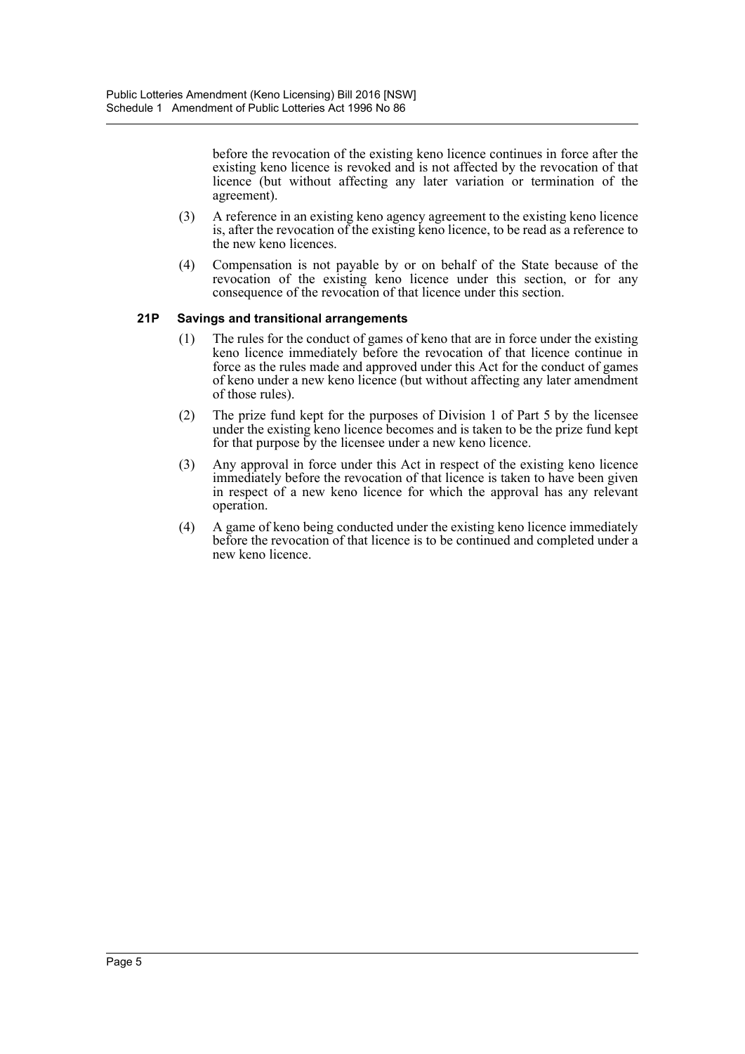before the revocation of the existing keno licence continues in force after the existing keno licence is revoked and is not affected by the revocation of that licence (but without affecting any later variation or termination of the agreement).

(3) A reference in an existing keno agency agreement to the existing keno licence is, after the revocation of the existing keno licence, to be read as a reference to the new keno licences.

(4) Compensation is not payable by or on behalf of the State because of the revocation of the existing keno licence under this section, or for any consequence of the revocation of that licence under this section.

### 21P Savings and transitional arrangements

(1) The rules for the conduct of games of keno that are in force under the existing keno licence immediately before the revocation of that licence continue in force as the rules made and approved under this Act for the conduct of games of keno under a new keno licence (but without affecting any later amendment of those rules).

(2) The prize fund kept for the purposes of Division 1 of Part 5 by the licensee under the existing keno licence becomes and is taken to be the prize fund kept for that purpose by the licensee under a new keno licence.

(3) Any approval in force under this Act in respect of the existing keno licence immediately before the revocation of that licence is taken to have been given in respect of a new keno licence for which the approval has any relevant operation.

(4) A game of keno being conducted under the existing keno licence immediately before the revocation of that licence is to be continued and completed under a new keno licence.